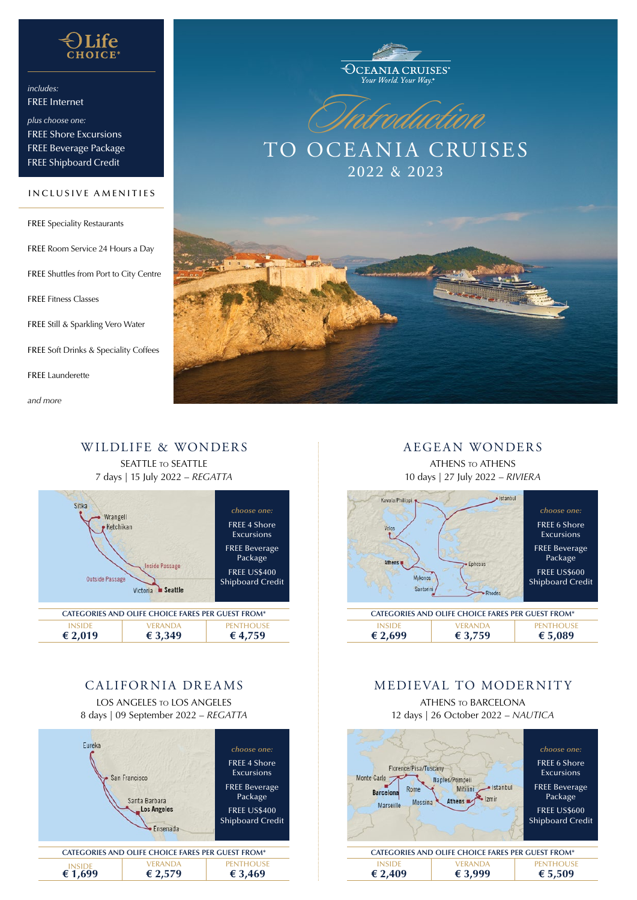# OLife CHOICE®

*includes:*
FREE Internet

*plus choose one:*
FREE Shore Excursions
FREE Beverage Package
FREE Shipboard Credit

## INCLUSIVE AMENITIES

- FREE Speciality Restaurants
- FREE Room Service 24 Hours a Day
- FREE Shuttles from Port to City Centre
- FREE Fitness Classes
- FREE Still & Sparkling Vero Water
- FREE Soft Drinks & Speciality Coffees
- FREE Launderette

*and more*

OCEANIA CRUISES®
*Your World. Your Way.®*

# *Introduction* TO OCEANIA CRUISES 2022 & 2023

## WILDLIFE & WONDERS

SEATTLE TO SEATTLE
7 days | 15 July 2022 – *REGATTA*

Sitka, Wrangell, Ketchikan, Inside Passage, Outside Passage, Victoria, Seattle

*choose one:*
- FREE 4 Shore Excursions
- FREE Beverage Package
- FREE US$400 Shipboard Credit

| CATEGORIES AND OLIFE CHOICE FARES PER GUEST FROM* | | |
|---|---|---|
| INSIDE | VERANDA | PENTHOUSE |
| € 2,019 | € 3,349 | € 4,759 |

## AEGEAN WONDERS

ATHENS TO ATHENS
10 days | 27 July 2022 – *RIVIERA*

Kavala/Philippi, Istanbul, Volos, Athens, Ephesus, Mykonos, Santorini, Rhodes

*choose one:*
- FREE 6 Shore Excursions
- FREE Beverage Package
- FREE US$600 Shipboard Credit

| CATEGORIES AND OLIFE CHOICE FARES PER GUEST FROM* | | |
|---|---|---|
| INSIDE | VERANDA | PENTHOUSE |
| € 2,699 | € 3,759 | € 5,089 |

## CALIFORNIA DREAMS

LOS ANGELES TO LOS ANGELES
8 days | 09 September 2022 – *REGATTA*

Eureka, San Francisco, Santa Barbara, Los Angeles, Ensenada

*choose one:*
- FREE 4 Shore Excursions
- FREE Beverage Package
- FREE US$400 Shipboard Credit

| CATEGORIES AND OLIFE CHOICE FARES PER GUEST FROM* | | |
|---|---|---|
| INSIDE | VERANDA | PENTHOUSE |
| € 1,699 | € 2,579 | € 3,469 |

## MEDIEVAL TO MODERNITY

ATHENS TO BARCELONA
12 days | 26 October 2022 – *NAUTICA*

Florence/Pisa/Tuscany, Monte Carlo, Barcelona, Rome, Naples/Pompeii, Mitilini, Istanbul, Izmir, Marseille, Messina, Athens

*choose one:*
- FREE 6 Shore Excursions
- FREE Beverage Package
- FREE US$600 Shipboard Credit

| CATEGORIES AND OLIFE CHOICE FARES PER GUEST FROM* | | |
|---|---|---|
| INSIDE | VERANDA | PENTHOUSE |
| € 2,409 | € 3,999 | € 5,509 |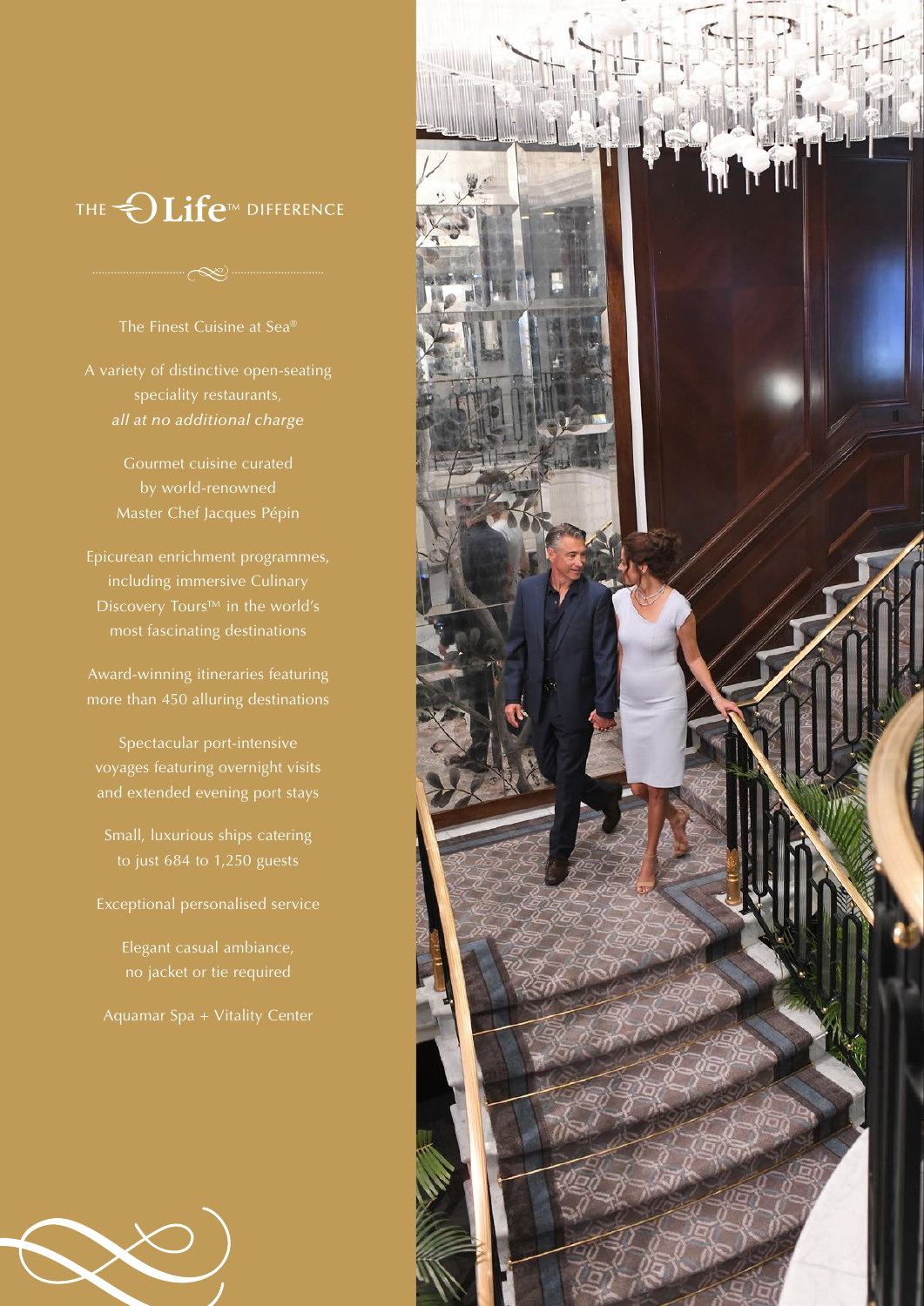# THE Life™ DIFFERENCE

The Finest Cuisine at Sea®

A variety of distinctive open-seating speciality restaurants, *all at no additional charge*

Gourmet cuisine curated by world-renowned Master Chef Jacques Pépin

Epicurean enrichment programmes, including immersive Culinary Discovery Tours™ in the world's most fascinating destinations

Award-winning itineraries featuring more than 450 alluring destinations

Spectacular port-intensive voyages featuring overnight visits and extended evening port stays

Small, luxurious ships catering to just 684 to 1,250 guests

Exceptional personalised service

Elegant casual ambiance, no jacket or tie required

Aquamar Spa + Vitality Center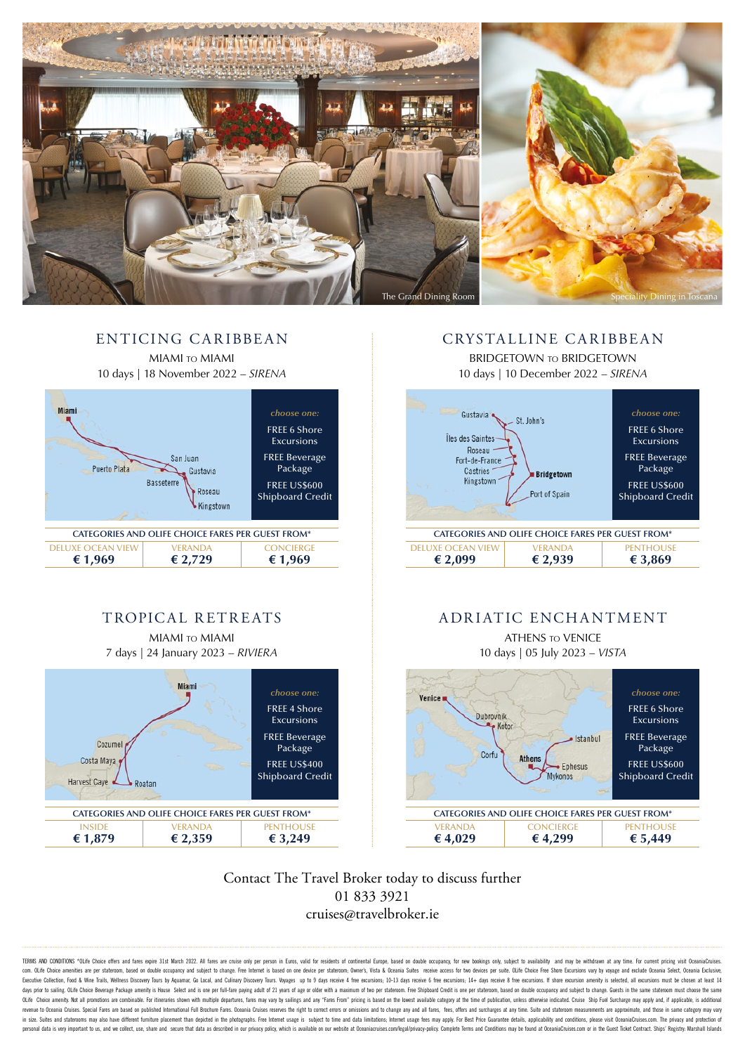The Grand Dining Room

Speciality Dining in Toscana

## ENTICING CARIBBEAN

MIAMI TO MIAMI

10 days | 18 November 2022 – *SIRENA*

Miami
Puerto Plata
San Juan
Gustavia
Basseterre
Roseau
Kingstown

*choose one:*

FREE 6 Shore Excursions

FREE Beverage Package

FREE US$600 Shipboard Credit

| CATEGORIES AND OLIFE CHOICE FARES PER GUEST FROM* | | |
|---|---|---|
| DELUXE OCEAN VIEW | VERANDA | CONCIERGE |
| **€ 1,969** | **€ 2,729** | **€ 1,969** |

## CRYSTALLINE CARIBBEAN

BRIDGETOWN TO BRIDGETOWN

10 days | 10 December 2022 – *SIRENA*

Gustavia
St. John's
Îles des Saintes
Roseau
Fort-de-France
Castries
Kingstown
Bridgetown
Port of Spain

*choose one:*

FREE 6 Shore Excursions

FREE Beverage Package

FREE US$600 Shipboard Credit

| CATEGORIES AND OLIFE CHOICE FARES PER GUEST FROM* | | |
|---|---|---|
| DELUXE OCEAN VIEW | VERANDA | PENTHOUSE |
| **€ 2,099** | **€ 2,939** | **€ 3,869** |

## TROPICAL RETREATS

MIAMI TO MIAMI

7 days | 24 January 2023 – *RIVIERA*

Miami
Cozumel
Costa Maya
Harvest Caye
Roatan

*choose one:*

FREE 4 Shore Excursions

FREE Beverage Package

FREE US$400 Shipboard Credit

| CATEGORIES AND OLIFE CHOICE FARES PER GUEST FROM* | | |
|---|---|---|
| INSIDE | VERANDA | PENTHOUSE |
| **€ 1,879** | **€ 2,359** | **€ 3,249** |

## ADRIATIC ENCHANTMENT

ATHENS TO VENICE

10 days | 05 July 2023 – *VISTA*

Venice
Dubrovnik
Kotor
Istanbul
Corfu
Athens
Ephesus
Mykonos

*choose one:*

FREE 6 Shore Excursions

FREE Beverage Package

FREE US$600 Shipboard Credit

| CATEGORIES AND OLIFE CHOICE FARES PER GUEST FROM* | | |
|---|---|---|
| VERANDA | CONCIERGE | PENTHOUSE |
| **€ 4,029** | **€ 4,299** | **€ 5,449** |

Contact The Travel Broker today to discuss further

01 833 3921

cruises@travelbroker.ie

TERMS AND CONDITIONS *OLife Choice offers and fares expire 31st March 2022. All fares are cruise only per person in Euros, valid for residents of continental Europe, based on double occupancy, for new bookings only, subject to availability and may be withdrawn at any time. For current pricing visit OceaniaCruises.com. OLife Choice amenities are per stateroom, based on double occupancy and subject to change. Free Internet is based on one device per stateroom; Owner's, Vista & Oceania Suites receive access for two devices per suite. OLife Choice Free Shore Excursions vary by voyage and exclude Oceania Select, Oceania Exclusive, Executive Collection, Food & Wine Trails, Wellness Discovery Tours by Aquamar, Go Local, and Culinary Discovery Tours. Voyages up to 9 days receive 4 free excursions; 10-13 days receive 6 free excursions; 14+ days receive 8 free excursions. If shore excursion amenity is selected, all excursions must be chosen at least 14 days prior to sailing. OLife Choice Beverage Package amenity is House Select and is one per full-fare paying adult of 21 years of age or older with a maximum of two per stateroom. Free Shipboard Credit is one per stateroom, based on double occupancy and subject to change. Guests in the same stateroom must choose the same OLife Choice amenity. Not all promotions are combinable. For itineraries shown with multiple departures, fares may vary by sailings and any "Fares From" pricing is based on the lowest available category at the time of publication, unless otherwise indicated. Cruise Ship Fuel Surcharge may apply and, if applicable, is additional revenue to Oceania Cruises. Special Fares are based on published International Full Brochure Fares. Oceania Cruises reserves the right to correct errors or omissions and to change any and all fares, fees, offers and surcharges at any time. Suite and stateroom measurements are approximate, and those in same category may vary in size. Suites and staterooms may also have different furniture placement than depicted in the photographs. Free Internet usage is subject to time and data limitations; Internet usage fees may apply. For Best Price Guarantee details, applicability and conditions, please visit OceaniaCruises.com. The privacy and protection of personal data is very important to us, and we collect, use, share and secure that data as described in our privacy policy, which is available on our website at Oceaniacruises.com/legal/privacy-policy. Complete Terms and Conditions may be found at OceaniaCruises.com or in the Guest Ticket Contract. Ships' Registry: Marshall Islands